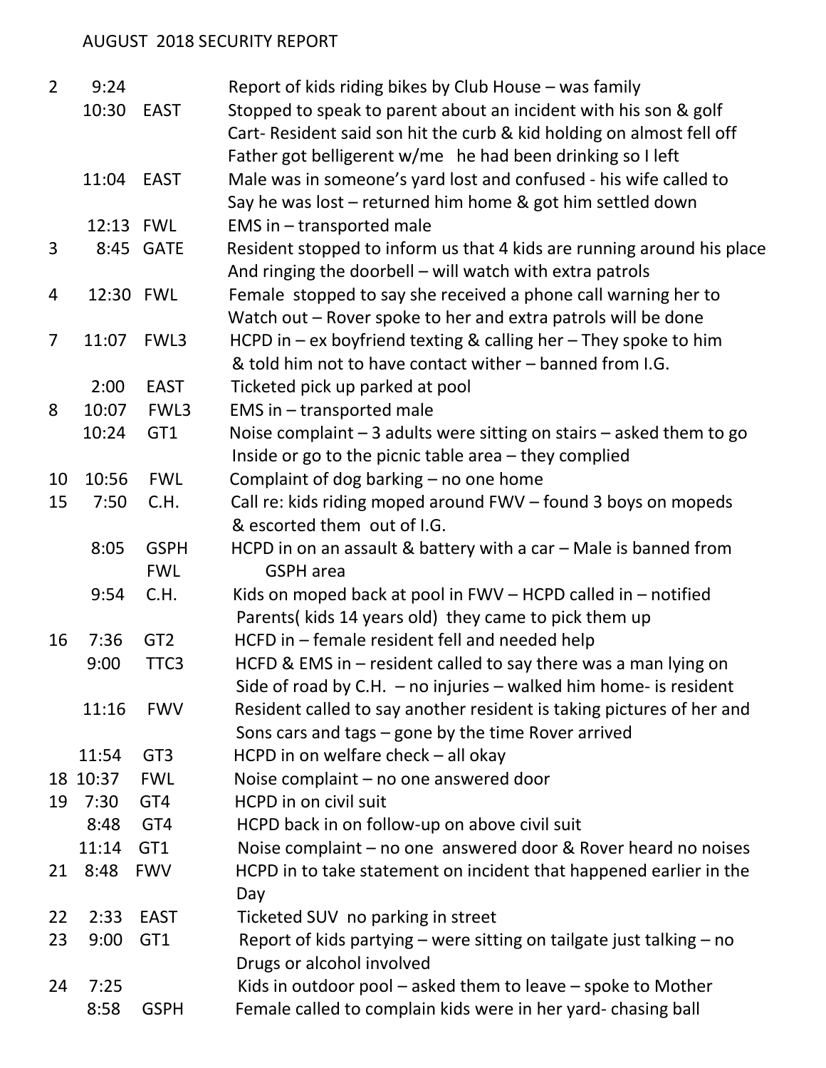# AUGUST 2018 SECURITY REPORT

| Date | Time | Location | Description |
|---|---|---|---|
| 2 | 9:24 | | Report of kids riding bikes by Club House – was family |
| | 10:30 | EAST | Stopped to speak to parent about an incident with his son & golf Cart- Resident said son hit the curb & kid holding on almost fell off Father got belligerent w/me he had been drinking so I left |
| | 11:04 | EAST | Male was in someone's yard lost and confused - his wife called to Say he was lost – returned him home & got him settled down |
| | 12:13 | FWL | EMS in – transported male |
| 3 | 8:45 | GATE | Resident stopped to inform us that 4 kids are running around his place And ringing the doorbell – will watch with extra patrols |
| 4 | 12:30 | FWL | Female stopped to say she received a phone call warning her to Watch out – Rover spoke to her and extra patrols will be done |
| 7 | 11:07 | FWL3 | HCPD in – ex boyfriend texting & calling her – They spoke to him & told him not to have contact wither – banned from I.G. |
| | 2:00 | EAST | Ticketed pick up parked at pool |
| 8 | 10:07 | FWL3 | EMS in – transported male |
| | 10:24 | GT1 | Noise complaint – 3 adults were sitting on stairs – asked them to go Inside or go to the picnic table area – they complied |
| 10 | 10:56 | FWL | Complaint of dog barking – no one home |
| 15 | 7:50 | C.H. | Call re: kids riding moped around FWV – found 3 boys on mopeds & escorted them out of I.G. |
| | 8:05 | GSPH FWL | HCPD in on an assault & battery with a car – Male is banned from GSPH area |
| | 9:54 | C.H. | Kids on moped back at pool in FWV – HCPD called in – notified Parents( kids 14 years old) they came to pick them up |
| 16 | 7:36 | GT2 | HCFD in – female resident fell and needed help |
| | 9:00 | TTC3 | HCFD & EMS in – resident called to say there was a man lying on Side of road by C.H. – no injuries – walked him home- is resident |
| | 11:16 | FWV | Resident called to say another resident is taking pictures of her and Sons cars and tags – gone by the time Rover arrived |
| | 11:54 | GT3 | HCPD in on welfare check – all okay |
| 18 | 10:37 | FWL | Noise complaint – no one answered door |
| 19 | 7:30 | GT4 | HCPD in on civil suit |
| | 8:48 | GT4 | HCPD back in on follow-up on above civil suit |
| | 11:14 | GT1 | Noise complaint – no one answered door & Rover heard no noises |
| 21 | 8:48 | FWV | HCPD in to take statement on incident that happened earlier in the Day |
| 22 | 2:33 | EAST | Ticketed SUV no parking in street |
| 23 | 9:00 | GT1 | Report of kids partying – were sitting on tailgate just talking – no Drugs or alcohol involved |
| 24 | 7:25 | | Kids in outdoor pool – asked them to leave – spoke to Mother |
| | 8:58 | GSPH | Female called to complain kids were in her yard- chasing ball |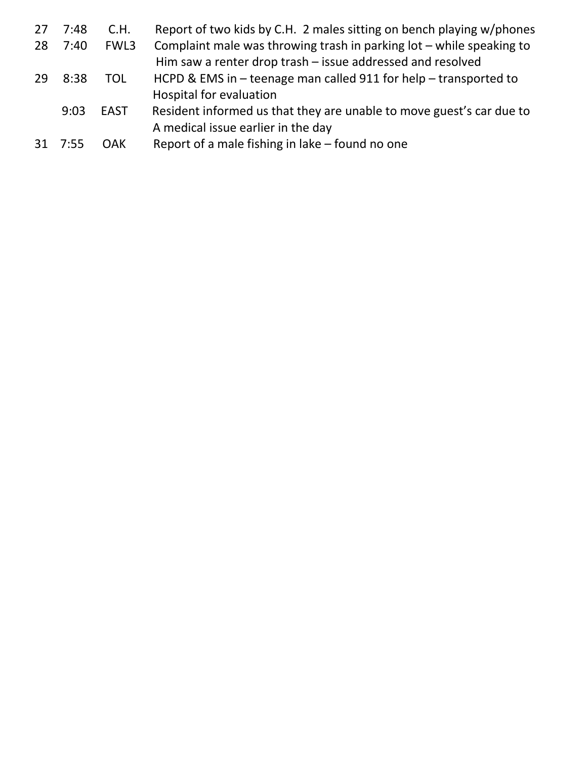| | | | |
|---|---|---|---|
| 27 | 7:48 | C.H. | Report of two kids by C.H. 2 males sitting on bench playing w/phones |
| 28 | 7:40 | FWL3 | Complaint male was throwing trash in parking lot – while speaking to Him saw a renter drop trash – issue addressed and resolved |
| 29 | 8:38 | TOL | HCPD & EMS in – teenage man called 911 for help – transported to Hospital for evaluation |
| | 9:03 | EAST | Resident informed us that they are unable to move guest's car due to A medical issue earlier in the day |
| 31 | 7:55 | OAK | Report of a male fishing in lake – found no one |